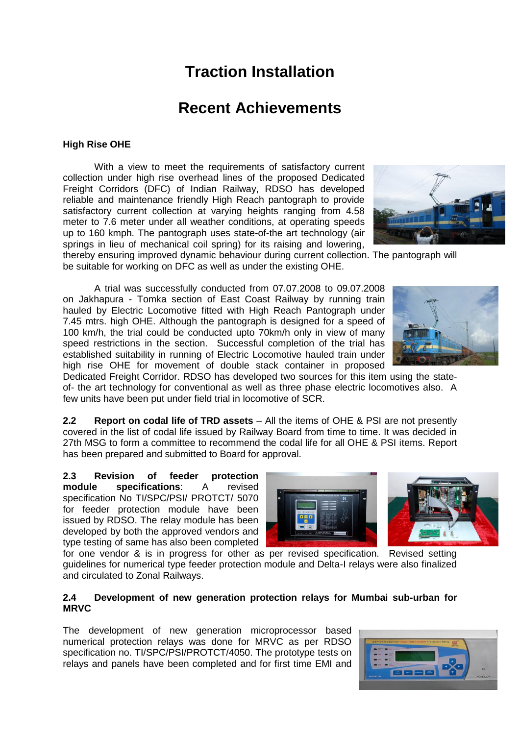# Traction Installation

# Recent Achievements

**High Rise OHE**

With a view to meet the requirements of satisfactory current collection under high rise overhead lines of the proposed Dedicated Freight Corridors (DFC) of Indian Railway, RDSO has developed reliable and maintenance friendly High Reach pantograph to provide satisfactory current collection at varying heights ranging from 4.58 meter to 7.6 meter under all weather conditions, at operating speeds up to 160 kmph. The pantograph uses state-of-the art technology (air springs in lieu of mechanical coil spring) for its raising and lowering, thereby ensuring improved dynamic behaviour during current collection. The pantograph will be suitable for working on DFC as well as under the existing OHE.

A trial was successfully conducted from 07.07.2008 to 09.07.2008 on Jakhapura - Tomka section of East Coast Railway by running train hauled by Electric Locomotive fitted with High Reach Pantograph under 7.45 mtrs. high OHE. Although the pantograph is designed for a speed of 100 km/h, the trial could be conducted upto 70km/h only in view of many speed restrictions in the section. Successful completion of the trial has established suitability in running of Electric Locomotive hauled train under high rise OHE for movement of double stack container in proposed Dedicated Freight Corridor. RDSO has developed two sources for this item using the state-of- the art technology for conventional as well as three phase electric locomotives also. A few units have been put under field trial in locomotive of SCR.

**2.2 Report on codal life of TRD assets** – All the items of OHE & PSI are not presently covered in the list of codal life issued by Railway Board from time to time. It was decided in 27th MSG to form a committee to recommend the codal life for all OHE & PSI items. Report has been prepared and submitted to Board for approval.

**2.3 Revision of feeder protection module specifications**: A revised specification No TI/SPC/PSI/ PROTCT/ 5070 for feeder protection module have been issued by RDSO. The relay module has been developed by both the approved vendors and type testing of same has also been completed for one vendor & is in progress for other as per revised specification. Revised setting guidelines for numerical type feeder protection module and Delta-I relays were also finalized and circulated to Zonal Railways.

**2.4 Development of new generation protection relays for Mumbai sub-urban for MRVC**

The development of new generation microprocessor based numerical protection relays was done for MRVC as per RDSO specification no. TI/SPC/PSI/PROTCT/4050. The prototype tests on relays and panels have been completed and for first time EMI and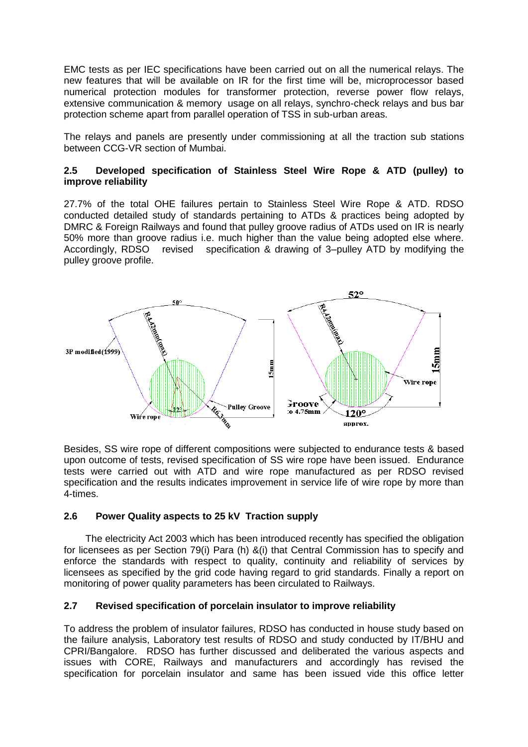EMC tests as per IEC specifications have been carried out on all the numerical relays. The new features that will be available on IR for the first time will be, microprocessor based numerical protection modules for transformer protection, reverse power flow relays, extensive communication & memory usage on all relays, synchro-check relays and bus bar protection scheme apart from parallel operation of TSS in sub-urban areas.

The relays and panels are presently under commissioning at all the traction sub stations between CCG-VR section of Mumbai.

### 2.5 Developed specification of Stainless Steel Wire Rope & ATD (pulley) to improve reliability

27.7% of the total OHE failures pertain to Stainless Steel Wire Rope & ATD. RDSO conducted detailed study of standards pertaining to ATDs & practices being adopted by DMRC & Foreign Railways and found that pulley groove radius of ATDs used on IR is nearly 50% more than groove radius i.e. much higher than the value being adopted else where. Accordingly, RDSO revised specification & drawing of 3–pulley ATD by modifying the pulley groove profile.

Besides, SS wire rope of different compositions were subjected to endurance tests & based upon outcome of tests, revised specification of SS wire rope have been issued. Endurance tests were carried out with ATD and wire rope manufactured as per RDSO revised specification and the results indicates improvement in service life of wire rope by more than 4-times.

### 2.6 Power Quality aspects to 25 kV Traction supply

The electricity Act 2003 which has been introduced recently has specified the obligation for licensees as per Section 79(i) Para (h) &(i) that Central Commission has to specify and enforce the standards with respect to quality, continuity and reliability of services by licensees as specified by the grid code having regard to grid standards. Finally a report on monitoring of power quality parameters has been circulated to Railways.

### 2.7 Revised specification of porcelain insulator to improve reliability

To address the problem of insulator failures, RDSO has conducted in house study based on the failure analysis, Laboratory test results of RDSO and study conducted by IT/BHU and CPRI/Bangalore. RDSO has further discussed and deliberated the various aspects and issues with CORE, Railways and manufacturers and accordingly has revised the specification for porcelain insulator and same has been issued vide this office letter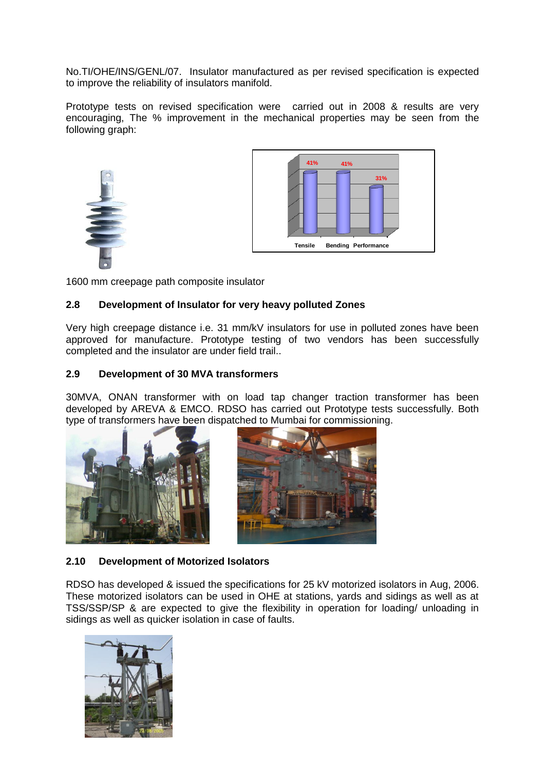No.TI/OHE/INS/GENL/07. Insulator manufactured as per revised specification is expected to improve the reliability of insulators manifold.

Prototype tests on revised specification were carried out in 2008 & results are very encouraging, The % improvement in the mechanical properties may be seen from the following graph:

1600 mm creepage path composite insulator

### 2.8 Development of Insulator for very heavy polluted Zones

Very high creepage distance i.e. 31 mm/kV insulators for use in polluted zones have been approved for manufacture. Prototype testing of two vendors has been successfully completed and the insulator are under field trail..

### 2.9 Development of 30 MVA transformers

30MVA, ONAN transformer with on load tap changer traction transformer has been developed by AREVA & EMCO. RDSO has carried out Prototype tests successfully. Both type of transformers have been dispatched to Mumbai for commissioning.

### 2.10 Development of Motorized Isolators

RDSO has developed & issued the specifications for 25 kV motorized isolators in Aug, 2006. These motorized isolators can be used in OHE at stations, yards and sidings as well as at TSS/SSP/SP & are expected to give the flexibility in operation for loading/ unloading in sidings as well as quicker isolation in case of faults.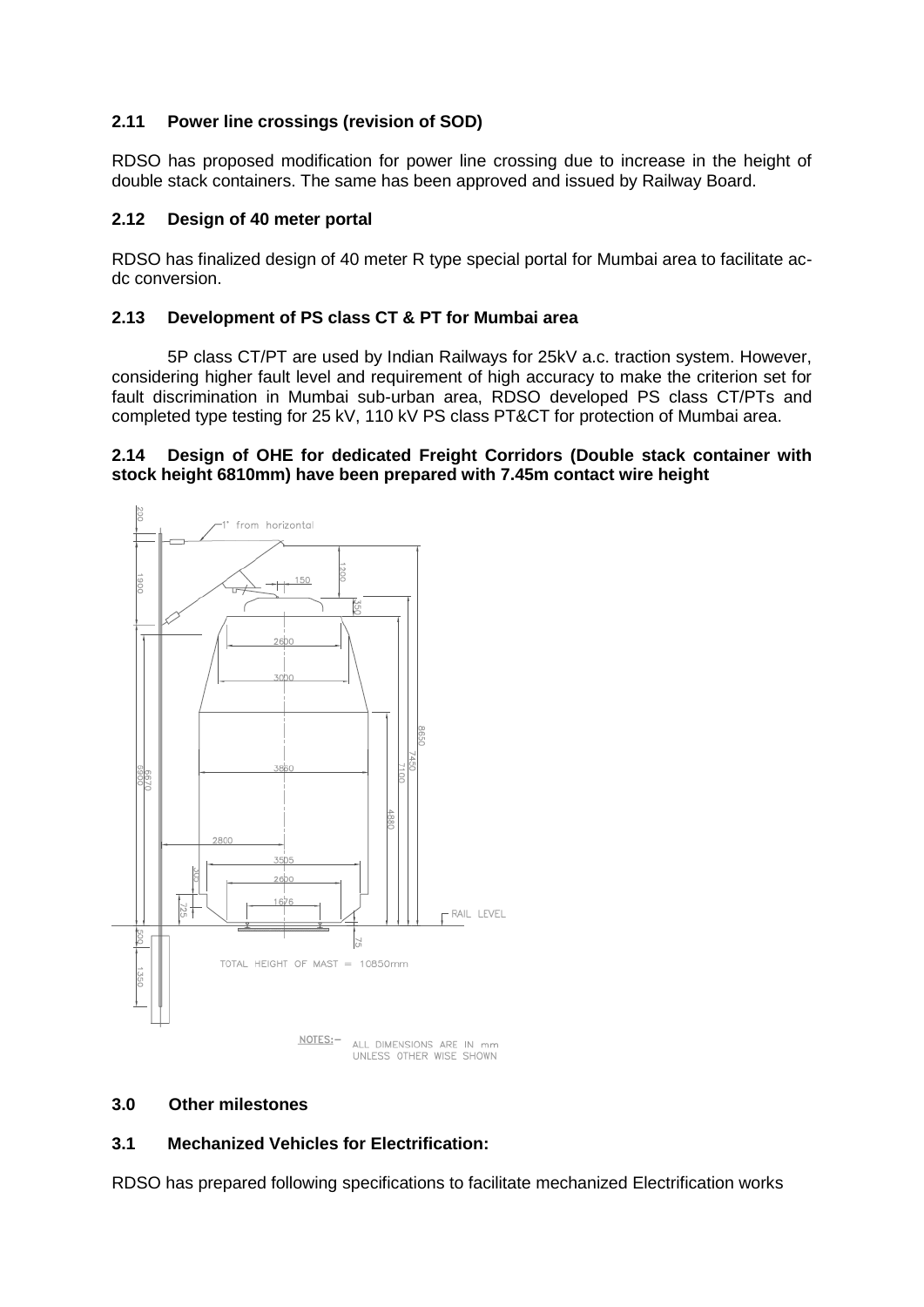### 2.11 Power line crossings (revision of SOD)

RDSO has proposed modification for power line crossing due to increase in the height of double stack containers. The same has been approved and issued by Railway Board.

### 2.12 Design of 40 meter portal

RDSO has finalized design of 40 meter R type special portal for Mumbai area to facilitate ac-dc conversion.

### 2.13 Development of PS class CT & PT for Mumbai area

5P class CT/PT are used by Indian Railways for 25kV a.c. traction system. However, considering higher fault level and requirement of high accuracy to make the criterion set for fault discrimination in Mumbai sub-urban area, RDSO developed PS class CT/PTs and completed type testing for 25 kV, 110 kV PS class PT&CT for protection of Mumbai area.

### 2.14 Design of OHE for dedicated Freight Corridors (Double stack container with stock height 6810mm) have been prepared with 7.45m contact wire height

## 3.0 Other milestones

### 3.1 Mechanized Vehicles for Electrification:

RDSO has prepared following specifications to facilitate mechanized Electrification works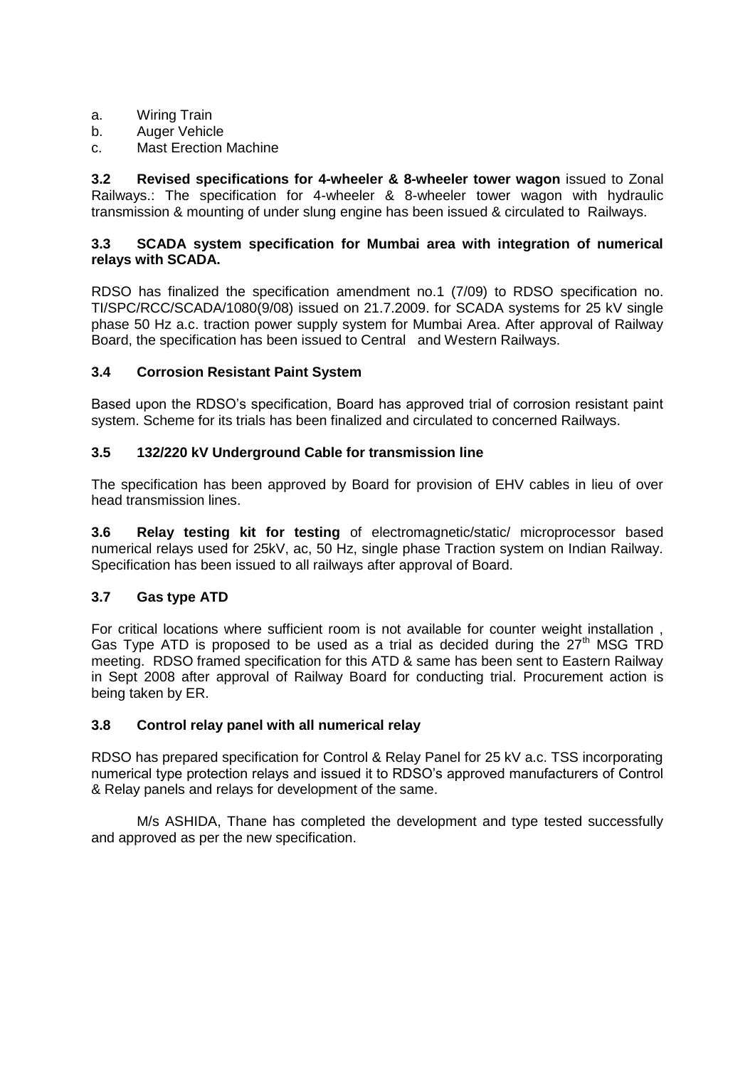a. Wiring Train
b. Auger Vehicle
c. Mast Erection Machine

**3.2 Revised specifications for 4-wheeler & 8-wheeler tower wagon** issued to Zonal Railways.: The specification for 4-wheeler & 8-wheeler tower wagon with hydraulic transmission & mounting of under slung engine has been issued & circulated to Railways.

**3.3 SCADA system specification for Mumbai area with integration of numerical relays with SCADA.**

RDSO has finalized the specification amendment no.1 (7/09) to RDSO specification no. TI/SPC/RCC/SCADA/1080(9/08) issued on 21.7.2009. for SCADA systems for 25 kV single phase 50 Hz a.c. traction power supply system for Mumbai Area. After approval of Railway Board, the specification has been issued to Central and Western Railways.

**3.4 Corrosion Resistant Paint System**

Based upon the RDSO's specification, Board has approved trial of corrosion resistant paint system. Scheme for its trials has been finalized and circulated to concerned Railways.

**3.5 132/220 kV Underground Cable for transmission line**

The specification has been approved by Board for provision of EHV cables in lieu of over head transmission lines.

**3.6 Relay testing kit for testing** of electromagnetic/static/ microprocessor based numerical relays used for 25kV, ac, 50 Hz, single phase Traction system on Indian Railway. Specification has been issued to all railways after approval of Board.

**3.7 Gas type ATD**

For critical locations where sufficient room is not available for counter weight installation , Gas Type ATD is proposed to be used as a trial as decided during the 27th MSG TRD meeting. RDSO framed specification for this ATD & same has been sent to Eastern Railway in Sept 2008 after approval of Railway Board for conducting trial. Procurement action is being taken by ER.

**3.8 Control relay panel with all numerical relay**

RDSO has prepared specification for Control & Relay Panel for 25 kV a.c. TSS incorporating numerical type protection relays and issued it to RDSO's approved manufacturers of Control & Relay panels and relays for development of the same.

M/s ASHIDA, Thane has completed the development and type tested successfully and approved as per the new specification.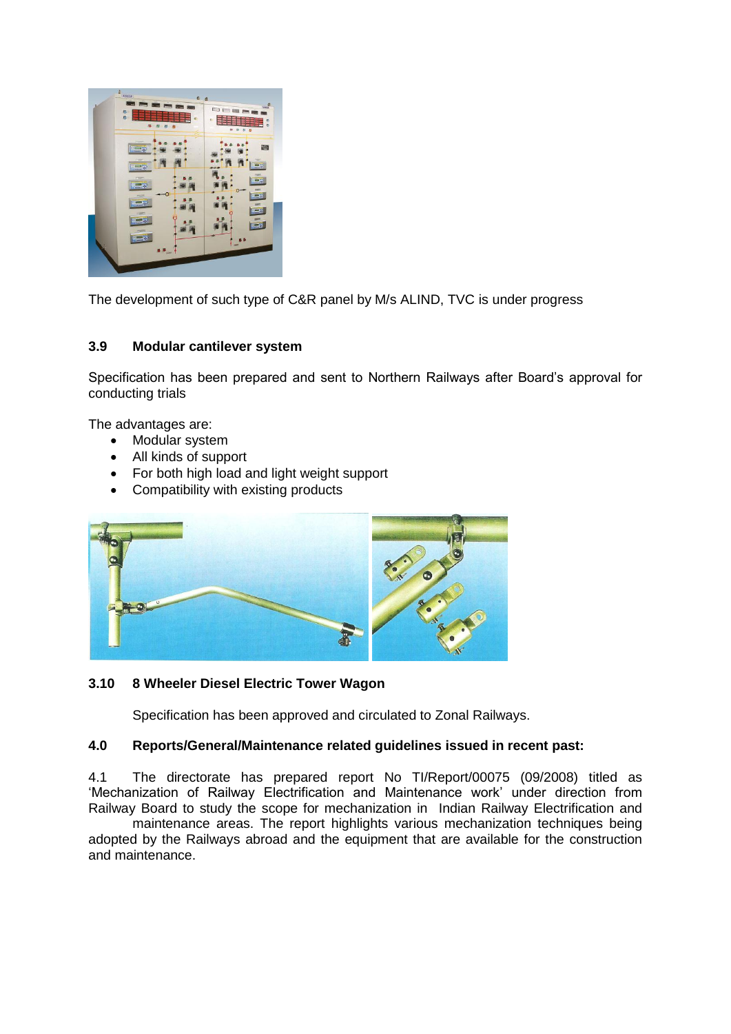The development of such type of C&R panel by M/s ALIND, TVC is under progress

### 3.9 Modular cantilever system

Specification has been prepared and sent to Northern Railways after Board's approval for conducting trials

The advantages are:

- Modular system
- All kinds of support
- For both high load and light weight support
- Compatibility with existing products

### 3.10 8 Wheeler Diesel Electric Tower Wagon

Specification has been approved and circulated to Zonal Railways.

## 4.0 Reports/General/Maintenance related guidelines issued in recent past:

4.1 The directorate has prepared report No TI/Report/00075 (09/2008) titled as 'Mechanization of Railway Electrification and Maintenance work' under direction from Railway Board to study the scope for mechanization in Indian Railway Electrification and maintenance areas. The report highlights various mechanization techniques being adopted by the Railways abroad and the equipment that are available for the construction and maintenance.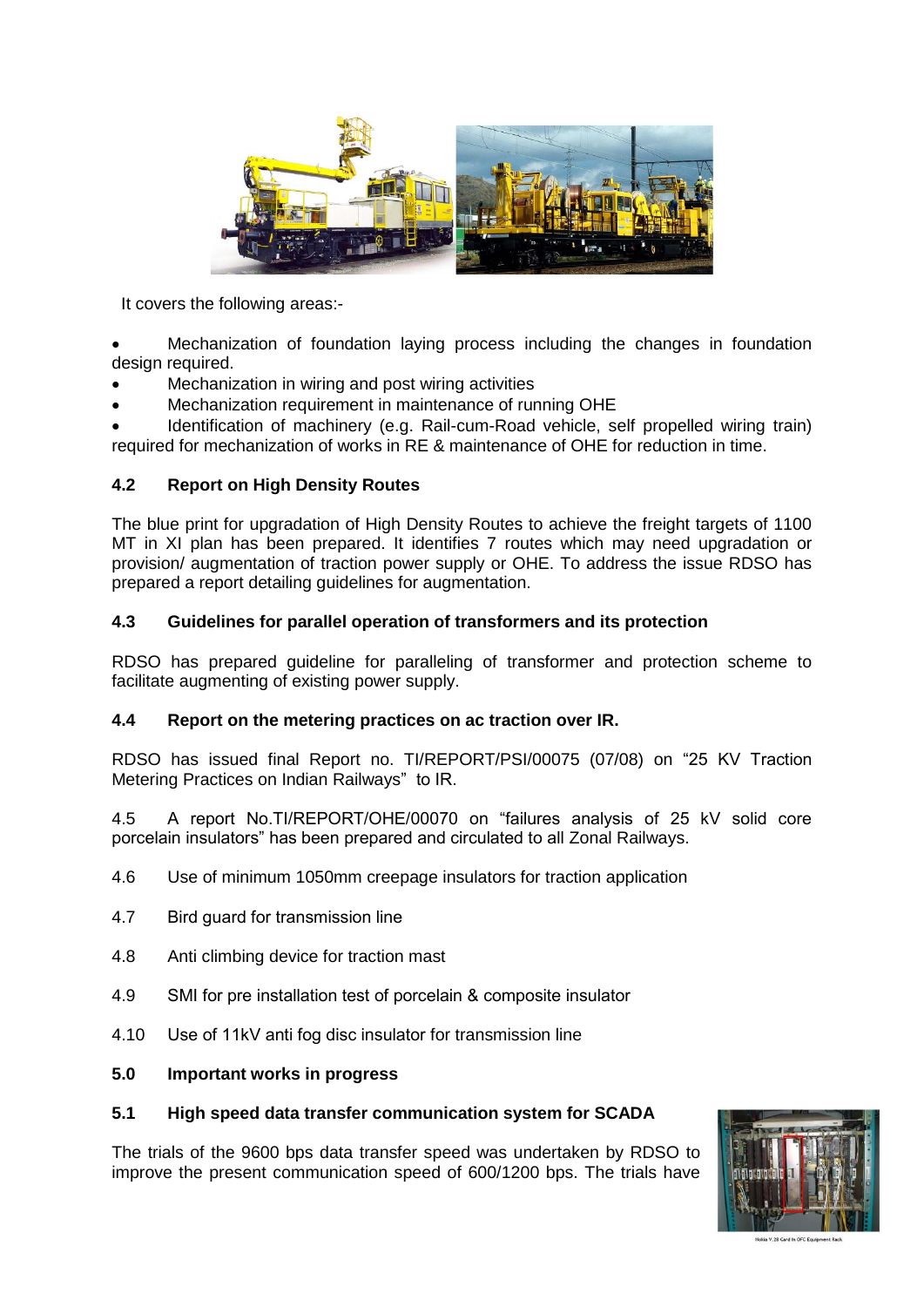It covers the following areas:-

- Mechanization of foundation laying process including the changes in foundation design required.
- Mechanization in wiring and post wiring activities
- Mechanization requirement in maintenance of running OHE
- Identification of machinery (e.g. Rail-cum-Road vehicle, self propelled wiring train) required for mechanization of works in RE & maintenance of OHE for reduction in time.

### 4.2 Report on High Density Routes

The blue print for upgradation of High Density Routes to achieve the freight targets of 1100 MT in XI plan has been prepared. It identifies 7 routes which may need upgradation or provision/ augmentation of traction power supply or OHE. To address the issue RDSO has prepared a report detailing guidelines for augmentation.

### 4.3 Guidelines for parallel operation of transformers and its protection

RDSO has prepared guideline for paralleling of transformer and protection scheme to facilitate augmenting of existing power supply.

### 4.4 Report on the metering practices on ac traction over IR.

RDSO has issued final Report no. TI/REPORT/PSI/00075 (07/08) on “25 KV Traction Metering Practices on Indian Railways” to IR.

4.5 A report No.TI/REPORT/OHE/00070 on “failures analysis of 25 kV solid core porcelain insulators” has been prepared and circulated to all Zonal Railways.

4.6 Use of minimum 1050mm creepage insulators for traction application

4.7 Bird guard for transmission line

4.8 Anti climbing device for traction mast

4.9 SMI for pre installation test of porcelain & composite insulator

4.10 Use of 11kV anti fog disc insulator for transmission line

## 5.0 Important works in progress

### 5.1 High speed data transfer communication system for SCADA

The trials of the 9600 bps data transfer speed was undertaken by RDSO to improve the present communication speed of 600/1200 bps. The trials have

Nokia V.28 Card in OFC Equipment Rack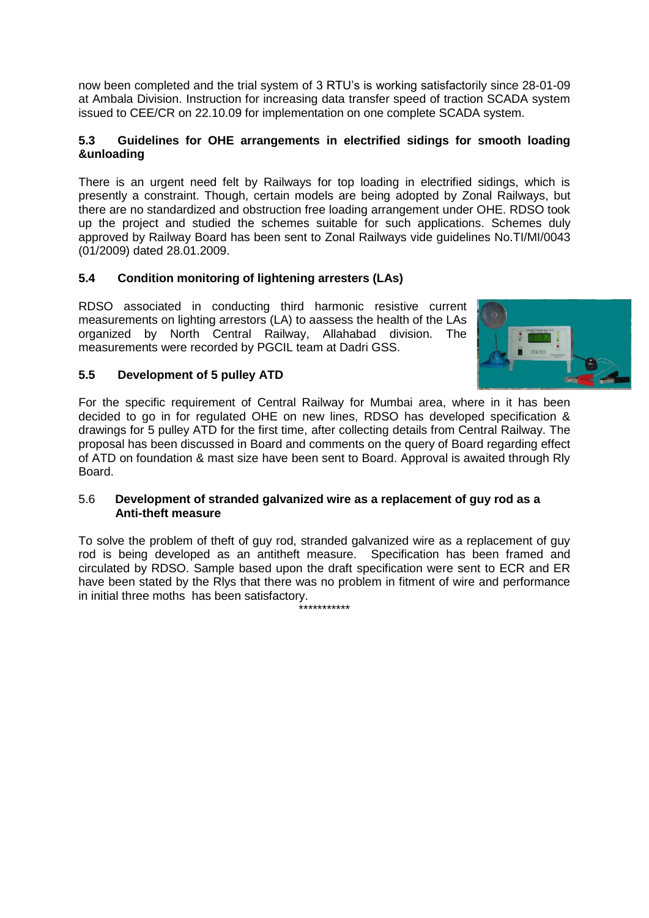now been completed and the trial system of 3 RTU's is working satisfactorily since 28-01-09 at Ambala Division. Instruction for increasing data transfer speed of traction SCADA system issued to CEE/CR on 22.10.09 for implementation on one complete SCADA system.

### 5.3 Guidelines for OHE arrangements in electrified sidings for smooth loading &unloading

There is an urgent need felt by Railways for top loading in electrified sidings, which is presently a constraint. Though, certain models are being adopted by Zonal Railways, but there are no standardized and obstruction free loading arrangement under OHE. RDSO took up the project and studied the schemes suitable for such applications. Schemes duly approved by Railway Board has been sent to Zonal Railways vide guidelines No.TI/MI/0043 (01/2009) dated 28.01.2009.

### 5.4 Condition monitoring of lightening arresters (LAs)

RDSO associated in conducting third harmonic resistive current measurements on lighting arrestors (LA) to aassess the health of the LAs organized by North Central Railway, Allahabad division. The measurements were recorded by PGCIL team at Dadri GSS.

### 5.5 Development of 5 pulley ATD

For the specific requirement of Central Railway for Mumbai area, where in it has been decided to go in for regulated OHE on new lines, RDSO has developed specification & drawings for 5 pulley ATD for the first time, after collecting details from Central Railway. The proposal has been discussed in Board and comments on the query of Board regarding effect of ATD on foundation & mast size have been sent to Board. Approval is awaited through Rly Board.

### 5.6 Development of stranded galvanized wire as a replacement of guy rod as a Anti-theft measure

To solve the problem of theft of guy rod, stranded galvanized wire as a replacement of guy rod is being developed as an antitheft measure. Specification has been framed and circulated by RDSO. Sample based upon the draft specification were sent to ECR and ER have been stated by the Rlys that there was no problem in fitment of wire and performance in initial three moths has been satisfactory.

***********